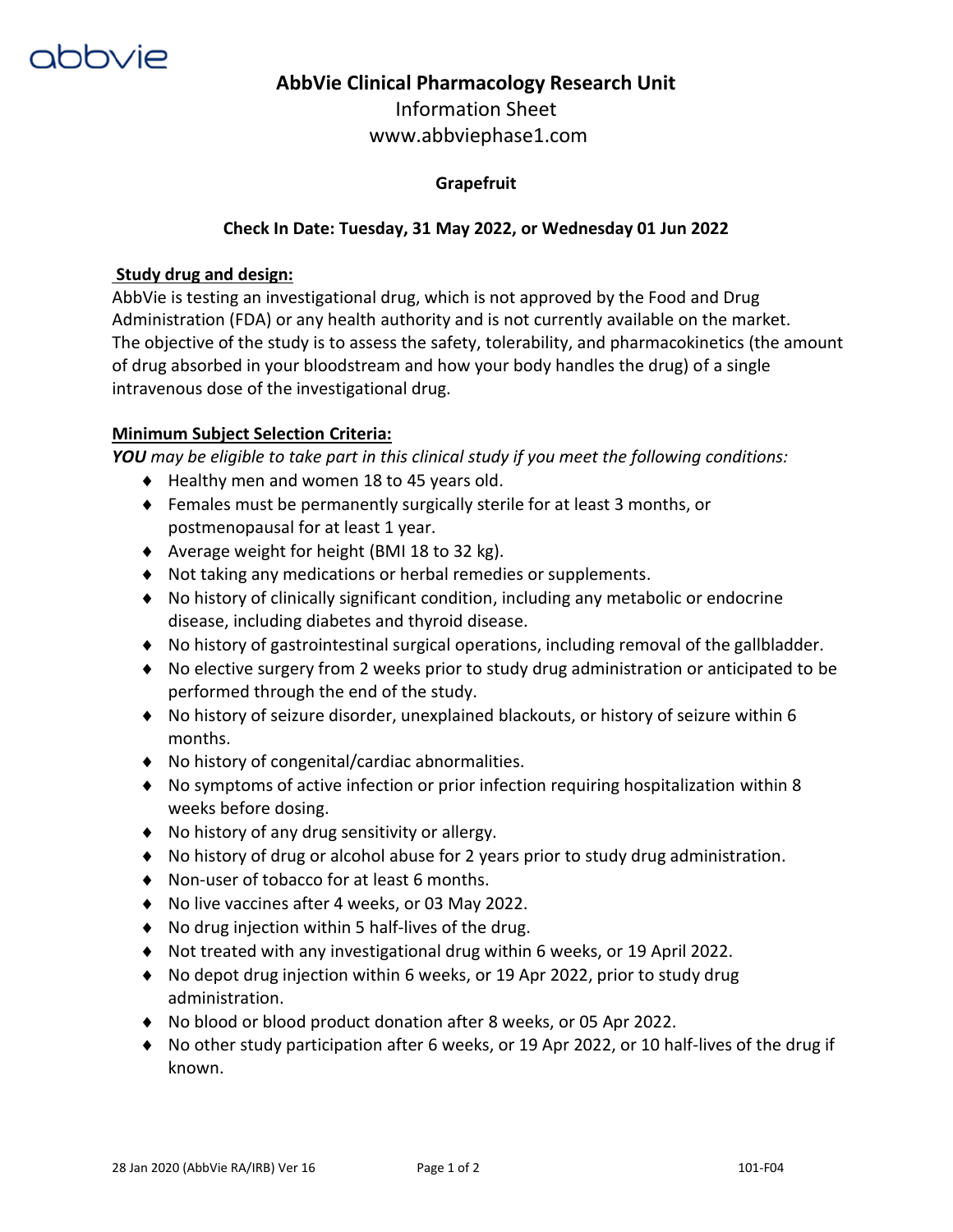# AbbVie Clinical Pharmacology Research Unit

Information Sheet

www.abbviephase1.com

**Grapefruit**

**Check In Date: Tuesday, 31 May 2022, or Wednesday 01 Jun 2022**

## Study drug and design:

AbbVie is testing an investigational drug, which is not approved by the Food and Drug Administration (FDA) or any health authority and is not currently available on the market. The objective of the study is to assess the safety, tolerability, and pharmacokinetics (the amount of drug absorbed in your bloodstream and how your body handles the drug) of a single intravenous dose of the investigational drug.

## Minimum Subject Selection Criteria:

***YOU*** *may be eligible to take part in this clinical study if you meet the following conditions:*

- Healthy men and women 18 to 45 years old.
- Females must be permanently surgically sterile for at least 3 months, or postmenopausal for at least 1 year.
- Average weight for height (BMI 18 to 32 kg).
- Not taking any medications or herbal remedies or supplements.
- No history of clinically significant condition, including any metabolic or endocrine disease, including diabetes and thyroid disease.
- No history of gastrointestinal surgical operations, including removal of the gallbladder.
- No elective surgery from 2 weeks prior to study drug administration or anticipated to be performed through the end of the study.
- No history of seizure disorder, unexplained blackouts, or history of seizure within 6 months.
- No history of congenital/cardiac abnormalities.
- No symptoms of active infection or prior infection requiring hospitalization within 8 weeks before dosing.
- No history of any drug sensitivity or allergy.
- No history of drug or alcohol abuse for 2 years prior to study drug administration.
- Non-user of tobacco for at least 6 months.
- No live vaccines after 4 weeks, or 03 May 2022.
- No drug injection within 5 half-lives of the drug.
- Not treated with any investigational drug within 6 weeks, or 19 April 2022.
- No depot drug injection within 6 weeks, or 19 Apr 2022, prior to study drug administration.
- No blood or blood product donation after 8 weeks, or 05 Apr 2022.
- No other study participation after 6 weeks, or 19 Apr 2022, or 10 half-lives of the drug if known.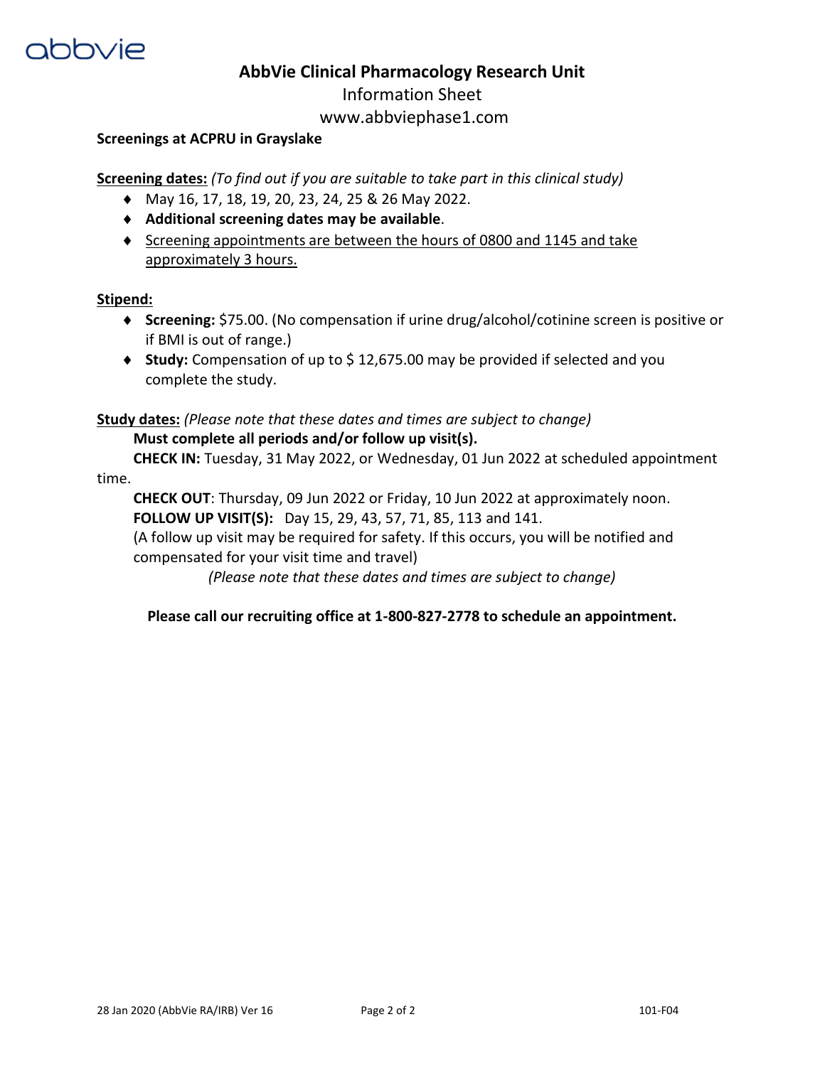abbvie

# AbbVie Clinical Pharmacology Research Unit

Information Sheet

www.abbviephase1.com

**Screenings at ACPRU in Grayslake**

**Screening dates:** *(To find out if you are suitable to take part in this clinical study)*

- May 16, 17, 18, 19, 20, 23, 24, 25 & 26 May 2022.
- **Additional screening dates may be available**.
- Screening appointments are between the hours of 0800 and 1145 and take approximately 3 hours.

**Stipend:**

- **Screening:** $75.00. (No compensation if urine drug/alcohol/cotinine screen is positive or if BMI is out of range.)
- **Study:** Compensation of up to $ 12,675.00 may be provided if selected and you complete the study.

**Study dates:** *(Please note that these dates and times are subject to change)*

**Must complete all periods and/or follow up visit(s).**

**CHECK IN:** Tuesday, 31 May 2022, or Wednesday, 01 Jun 2022 at scheduled appointment time.

**CHECK OUT**: Thursday, 09 Jun 2022 or Friday, 10 Jun 2022 at approximately noon.

**FOLLOW UP VISIT(S):** Day 15, 29, 43, 57, 71, 85, 113 and 141.

(A follow up visit may be required for safety. If this occurs, you will be notified and compensated for your visit time and travel)

*(Please note that these dates and times are subject to change)*

**Please call our recruiting office at 1-800-827-2778 to schedule an appointment.**

28 Jan 2020 (AbbVie RA/IRB) Ver 16 101-F04